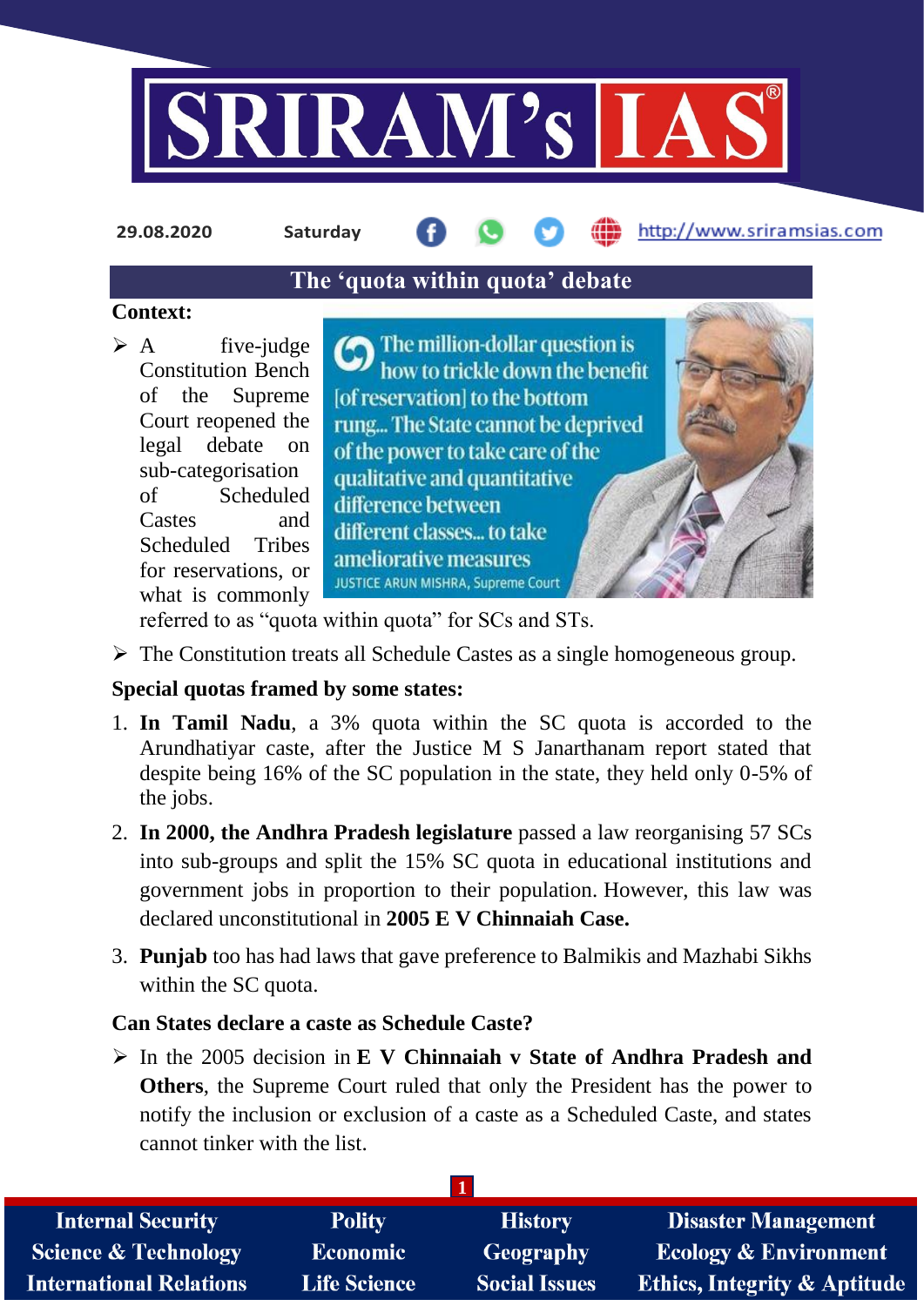# The 'quota within quota' debate

**Context:**

- A five-judge Constitution Bench of the Supreme Court reopened the legal debate on sub-categorisation of Scheduled Castes and Scheduled Tribes for reservations, or what is commonly referred to as "quota within quota" for SCs and STs.

> The million-dollar question is how to trickle down the benefit [of reservation] to the bottom rung... The State cannot be deprived of the power to take care of the qualitative and quantitative difference between different classes... to take ameliorative measures
>
> JUSTICE ARUN MISHRA, Supreme Court

- The Constitution treats all Schedule Castes as a single homogeneous group.

**Special quotas framed by some states:**

1. **In Tamil Nadu**, a 3% quota within the SC quota is accorded to the Arundhatiyar caste, after the Justice M S Janarthanam report stated that despite being 16% of the SC population in the state, they held only 0-5% of the jobs.
2. **In 2000, the Andhra Pradesh legislature** passed a law reorganising 57 SCs into sub-groups and split the 15% SC quota in educational institutions and government jobs in proportion to their population. However, this law was declared unconstitutional in **2005 E V Chinnaiah Case.**
3. **Punjab** too has had laws that gave preference to Balmikis and Mazhabi Sikhs within the SC quota.

**Can States declare a caste as Schedule Caste?**

- In the 2005 decision in **E V Chinnaiah v State of Andhra Pradesh and Others**, the Supreme Court ruled that only the President has the power to notify the inclusion or exclusion of a caste as a Scheduled Caste, and states cannot tinker with the list.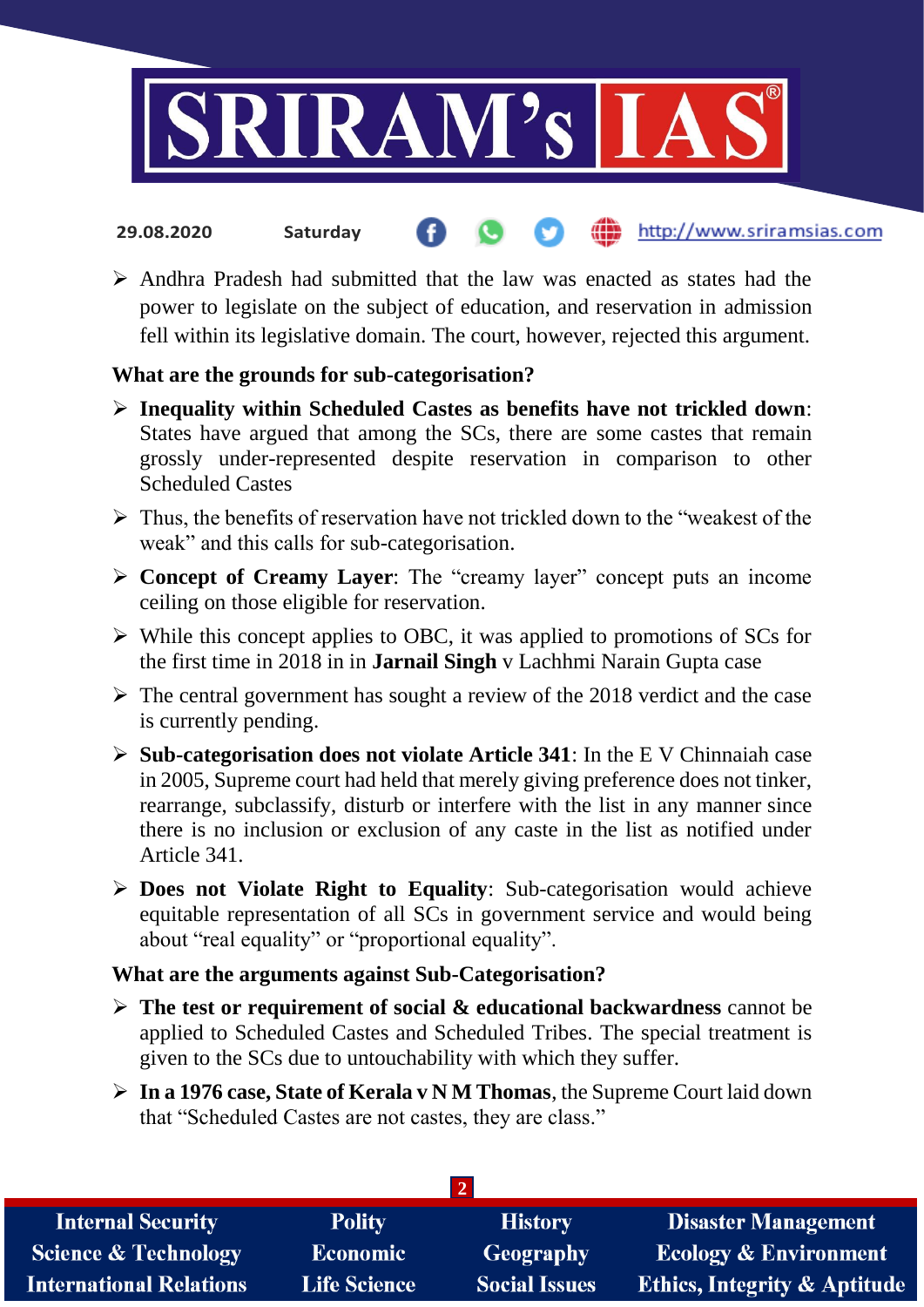- Andhra Pradesh had submitted that the law was enacted as states had the power to legislate on the subject of education, and reservation in admission fell within its legislative domain. The court, however, rejected this argument.

**What are the grounds for sub-categorisation?**

- **Inequality within Scheduled Castes as benefits have not trickled down**: States have argued that among the SCs, there are some castes that remain grossly under-represented despite reservation in comparison to other Scheduled Castes
- Thus, the benefits of reservation have not trickled down to the "weakest of the weak" and this calls for sub-categorisation.
- **Concept of Creamy Layer**: The "creamy layer" concept puts an income ceiling on those eligible for reservation.
- While this concept applies to OBC, it was applied to promotions of SCs for the first time in 2018 in in **Jarnail Singh** v Lachhmi Narain Gupta case
- The central government has sought a review of the 2018 verdict and the case is currently pending.
- **Sub-categorisation does not violate Article 341**: In the E V Chinnaiah case in 2005, Supreme court had held that merely giving preference does not tinker, rearrange, subclassify, disturb or interfere with the list in any manner since there is no inclusion or exclusion of any caste in the list as notified under Article 341.
- **Does not Violate Right to Equality**: Sub-categorisation would achieve equitable representation of all SCs in government service and would being about "real equality" or "proportional equality".

**What are the arguments against Sub-Categorisation?**

- **The test or requirement of social & educational backwardness** cannot be applied to Scheduled Castes and Scheduled Tribes. The special treatment is given to the SCs due to untouchability with which they suffer.
- **In a 1976 case, State of Kerala v N M Thomas**, the Supreme Court laid down that "Scheduled Castes are not castes, they are class."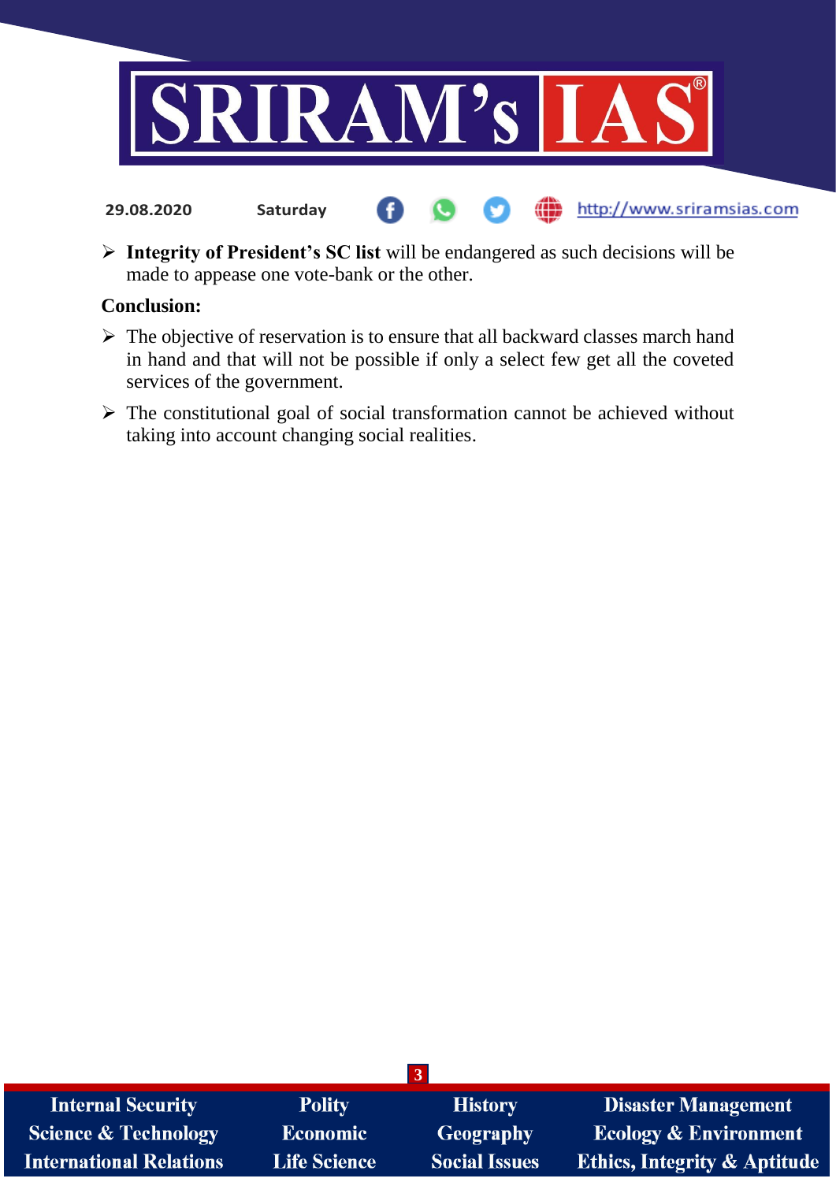- **Integrity of President's SC list** will be endangered as such decisions will be made to appease one vote-bank or the other.

**Conclusion:**

- The objective of reservation is to ensure that all backward classes march hand in hand and that will not be possible if only a select few get all the coveted services of the government.
- The constitutional goal of social transformation cannot be achieved without taking into account changing social realities.